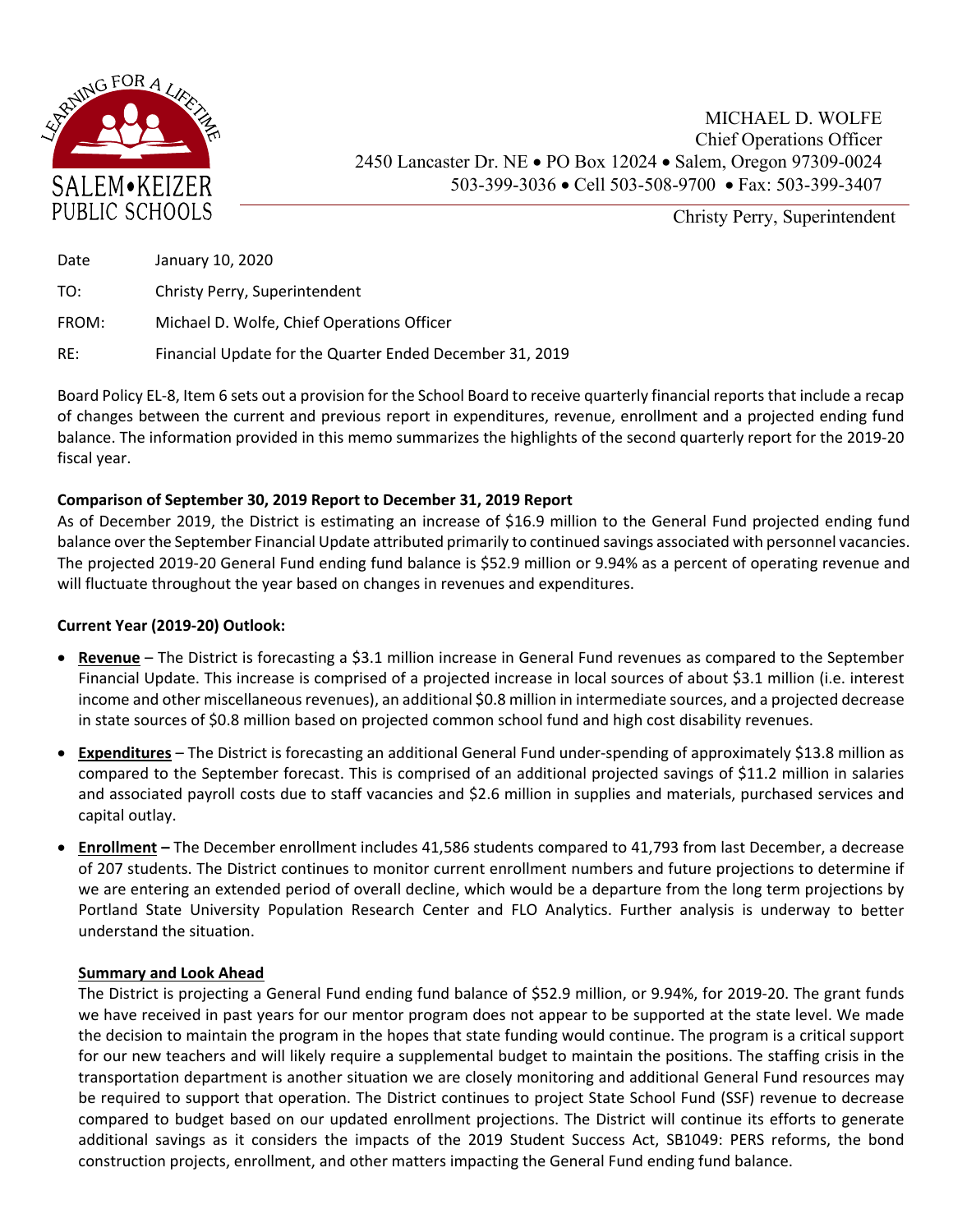SALEM•KEIZER PUBLIC SCHOOLS

LEARNING FOR A LIFETIME

MICHAEL D. WOLFE
Chief Operations Officer
2450 Lancaster Dr. NE • PO Box 12024 • Salem, Oregon 97309-0024
503-399-3036 • Cell 503-508-9700 • Fax: 503-399-3407

Christy Perry, Superintendent

| | |
|---|---|
| Date | January 10, 2020 |
| TO: | Christy Perry, Superintendent |
| FROM: | Michael D. Wolfe, Chief Operations Officer |
| RE: | Financial Update for the Quarter Ended December 31, 2019 |

Board Policy EL-8, Item 6 sets out a provision for the School Board to receive quarterly financial reports that include a recap of changes between the current and previous report in expenditures, revenue, enrollment and a projected ending fund balance. The information provided in this memo summarizes the highlights of the second quarterly report for the 2019-20 fiscal year.

**Comparison of September 30, 2019 Report to December 31, 2019 Report**

As of December 2019, the District is estimating an increase of $16.9 million to the General Fund projected ending fund balance over the September Financial Update attributed primarily to continued savings associated with personnel vacancies. The projected 2019-20 General Fund ending fund balance is $52.9 million or 9.94% as a percent of operating revenue and will fluctuate throughout the year based on changes in revenues and expenditures.

**Current Year (2019-20) Outlook:**

- **Revenue** – The District is forecasting a $3.1 million increase in General Fund revenues as compared to the September Financial Update. This increase is comprised of a projected increase in local sources of about $3.1 million (i.e. interest income and other miscellaneous revenues), an additional $0.8 million in intermediate sources, and a projected decrease in state sources of $0.8 million based on projected common school fund and high cost disability revenues.
- **Expenditures** – The District is forecasting an additional General Fund under-spending of approximately $13.8 million as compared to the September forecast. This is comprised of an additional projected savings of $11.2 million in salaries and associated payroll costs due to staff vacancies and $2.6 million in supplies and materials, purchased services and capital outlay.
- **Enrollment –** The December enrollment includes 41,586 students compared to 41,793 from last December, a decrease of 207 students. The District continues to monitor current enrollment numbers and future projections to determine if we are entering an extended period of overall decline, which would be a departure from the long term projections by Portland State University Population Research Center and FLO Analytics. Further analysis is underway to better understand the situation.

**Summary and Look Ahead**

The District is projecting a General Fund ending fund balance of $52.9 million, or 9.94%, for 2019-20. The grant funds we have received in past years for our mentor program does not appear to be supported at the state level. We made the decision to maintain the program in the hopes that state funding would continue. The program is a critical support for our new teachers and will likely require a supplemental budget to maintain the positions. The staffing crisis in the transportation department is another situation we are closely monitoring and additional General Fund resources may be required to support that operation. The District continues to project State School Fund (SSF) revenue to decrease compared to budget based on our updated enrollment projections. The District will continue its efforts to generate additional savings as it considers the impacts of the 2019 Student Success Act, SB1049: PERS reforms, the bond construction projects, enrollment, and other matters impacting the General Fund ending fund balance.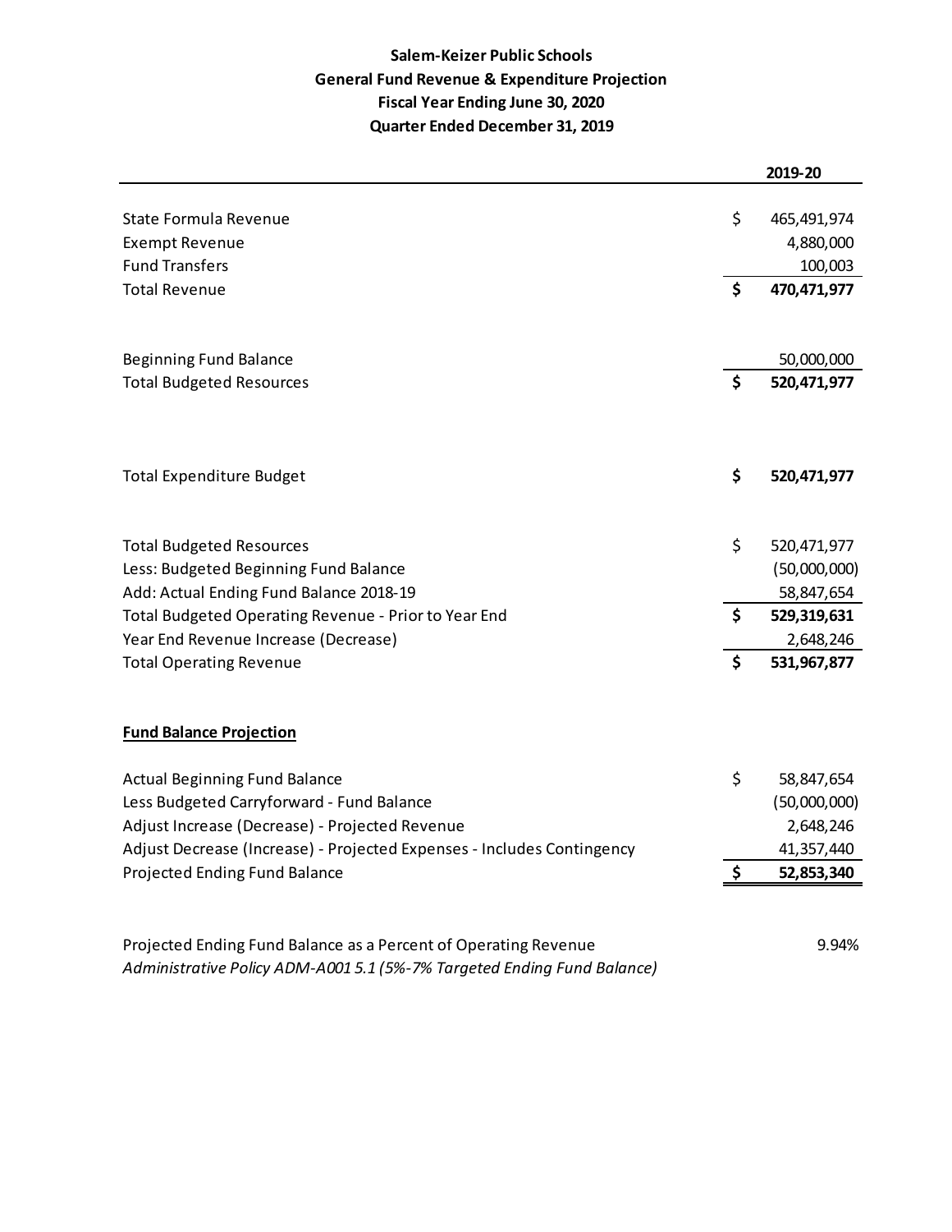**Salem-Keizer Public Schools**
**General Fund Revenue & Expenditure Projection**
**Fiscal Year Ending June 30, 2020**
**Quarter Ended December 31, 2019**

| | | 2019-20 |
|---|---|---|
| State Formula Revenue | $ | 465,491,974 |
| Exempt Revenue | | 4,880,000 |
| Fund Transfers | | 100,003 |
| Total Revenue | **$** | **470,471,977** |
| | | |
| Beginning Fund Balance | | 50,000,000 |
| Total Budgeted Resources | **$** | **520,471,977** |
| | | |
| Total Expenditure Budget | **$** | **520,471,977** |
| | | |
| Total Budgeted Resources | $ | 520,471,977 |
| Less: Budgeted Beginning Fund Balance | | (50,000,000) |
| Add: Actual Ending Fund Balance 2018-19 | | 58,847,654 |
| Total Budgeted Operating Revenue - Prior to Year End | **$** | **529,319,631** |
| Year End Revenue Increase (Decrease) | | 2,648,246 |
| Total Operating Revenue | **$** | **531,967,877** |

**Fund Balance Projection**

| | | |
|---|---|---|
| Actual Beginning Fund Balance | $ | 58,847,654 |
| Less Budgeted Carryforward - Fund Balance | | (50,000,000) |
| Adjust Increase (Decrease) - Projected Revenue | | 2,648,246 |
| Adjust Decrease (Increase) - Projected Expenses - Includes Contingency | | 41,357,440 |
| Projected Ending Fund Balance | **$** | **52,853,340** |

| | |
|---|---|
| Projected Ending Fund Balance as a Percent of Operating Revenue | 9.94% |

*Administrative Policy ADM-A001 5.1 (5%-7% Targeted Ending Fund Balance)*